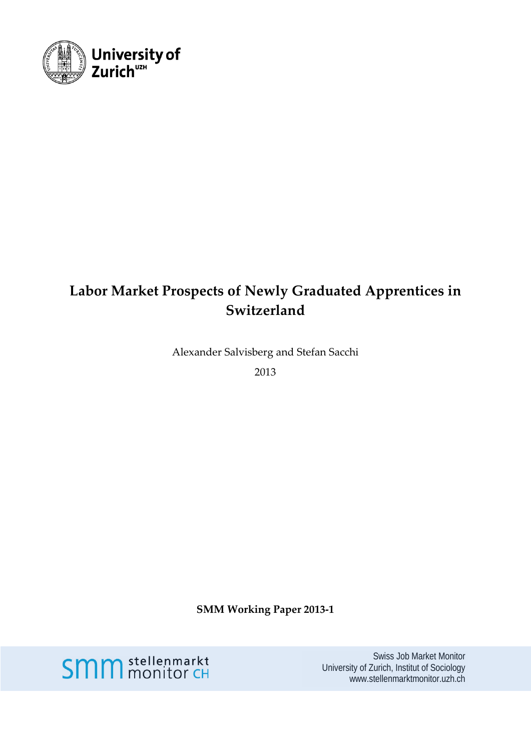University of Zurich[UZH]

# Labor Market Prospects of Newly Graduated Apprentices in Switzerland

Alexander Salvisberg and Stefan Sacchi

2013

**SMM Working Paper 2013-1**

smm stellenmarkt monitor CH

Swiss Job Market Monitor
University of Zurich, Institut of Sociology
www.stellenmarktmonitor.uzh.ch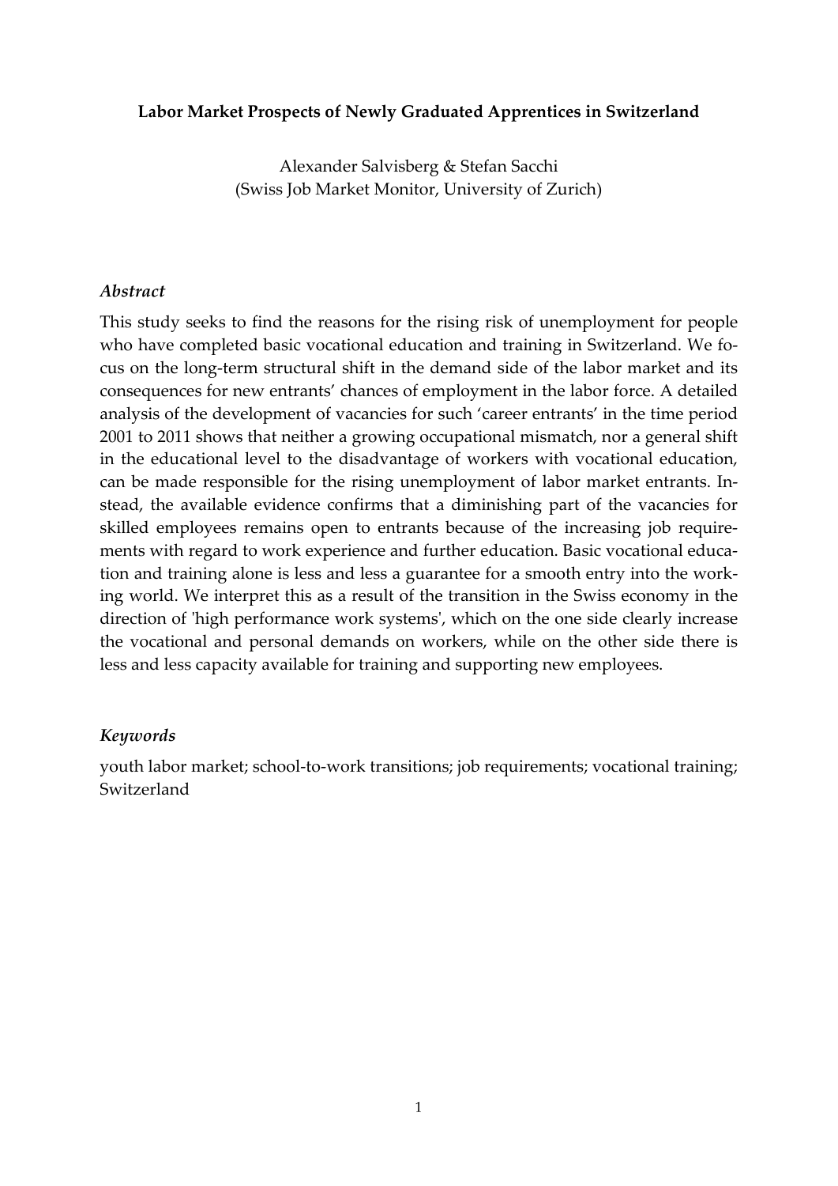**Labor Market Prospects of Newly Graduated Apprentices in Switzerland**

Alexander Salvisberg & Stefan Sacchi
(Swiss Job Market Monitor, University of Zurich)

*Abstract*

This study seeks to find the reasons for the rising risk of unemployment for people who have completed basic vocational education and training in Switzerland. We focus on the long-term structural shift in the demand side of the labor market and its consequences for new entrants' chances of employment in the labor force. A detailed analysis of the development of vacancies for such 'career entrants' in the time period 2001 to 2011 shows that neither a growing occupational mismatch, nor a general shift in the educational level to the disadvantage of workers with vocational education, can be made responsible for the rising unemployment of labor market entrants. Instead, the available evidence confirms that a diminishing part of the vacancies for skilled employees remains open to entrants because of the increasing job requirements with regard to work experience and further education. Basic vocational education and training alone is less and less a guarantee for a smooth entry into the working world. We interpret this as a result of the transition in the Swiss economy in the direction of 'high performance work systems', which on the one side clearly increase the vocational and personal demands on workers, while on the other side there is less and less capacity available for training and supporting new employees.

*Keywords*

youth labor market; school-to-work transitions; job requirements; vocational training; Switzerland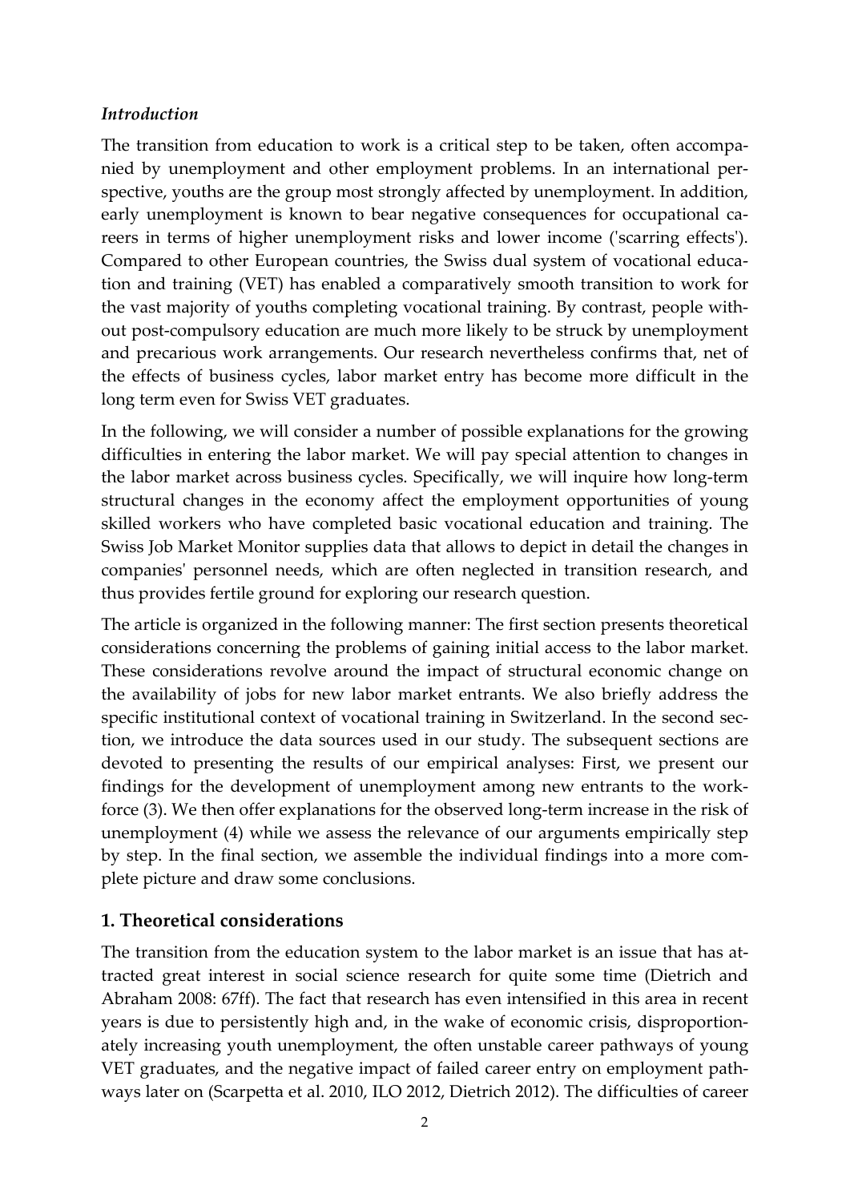### *Introduction*

The transition from education to work is a critical step to be taken, often accompanied by unemployment and other employment problems. In an international perspective, youths are the group most strongly affected by unemployment. In addition, early unemployment is known to bear negative consequences for occupational careers in terms of higher unemployment risks and lower income ('scarring effects'). Compared to other European countries, the Swiss dual system of vocational education and training (VET) has enabled a comparatively smooth transition to work for the vast majority of youths completing vocational training. By contrast, people without post-compulsory education are much more likely to be struck by unemployment and precarious work arrangements. Our research nevertheless confirms that, net of the effects of business cycles, labor market entry has become more difficult in the long term even for Swiss VET graduates.

In the following, we will consider a number of possible explanations for the growing difficulties in entering the labor market. We will pay special attention to changes in the labor market across business cycles. Specifically, we will inquire how long-term structural changes in the economy affect the employment opportunities of young skilled workers who have completed basic vocational education and training. The Swiss Job Market Monitor supplies data that allows to depict in detail the changes in companies' personnel needs, which are often neglected in transition research, and thus provides fertile ground for exploring our research question.

The article is organized in the following manner: The first section presents theoretical considerations concerning the problems of gaining initial access to the labor market. These considerations revolve around the impact of structural economic change on the availability of jobs for new labor market entrants. We also briefly address the specific institutional context of vocational training in Switzerland. In the second section, we introduce the data sources used in our study. The subsequent sections are devoted to presenting the results of our empirical analyses: First, we present our findings for the development of unemployment among new entrants to the workforce (3). We then offer explanations for the observed long-term increase in the risk of unemployment (4) while we assess the relevance of our arguments empirically step by step. In the final section, we assemble the individual findings into a more complete picture and draw some conclusions.

## 1. Theoretical considerations

The transition from the education system to the labor market is an issue that has attracted great interest in social science research for quite some time (Dietrich and Abraham 2008: 67ff). The fact that research has even intensified in this area in recent years is due to persistently high and, in the wake of economic crisis, disproportionately increasing youth unemployment, the often unstable career pathways of young VET graduates, and the negative impact of failed career entry on employment pathways later on (Scarpetta et al. 2010, ILO 2012, Dietrich 2012). The difficulties of career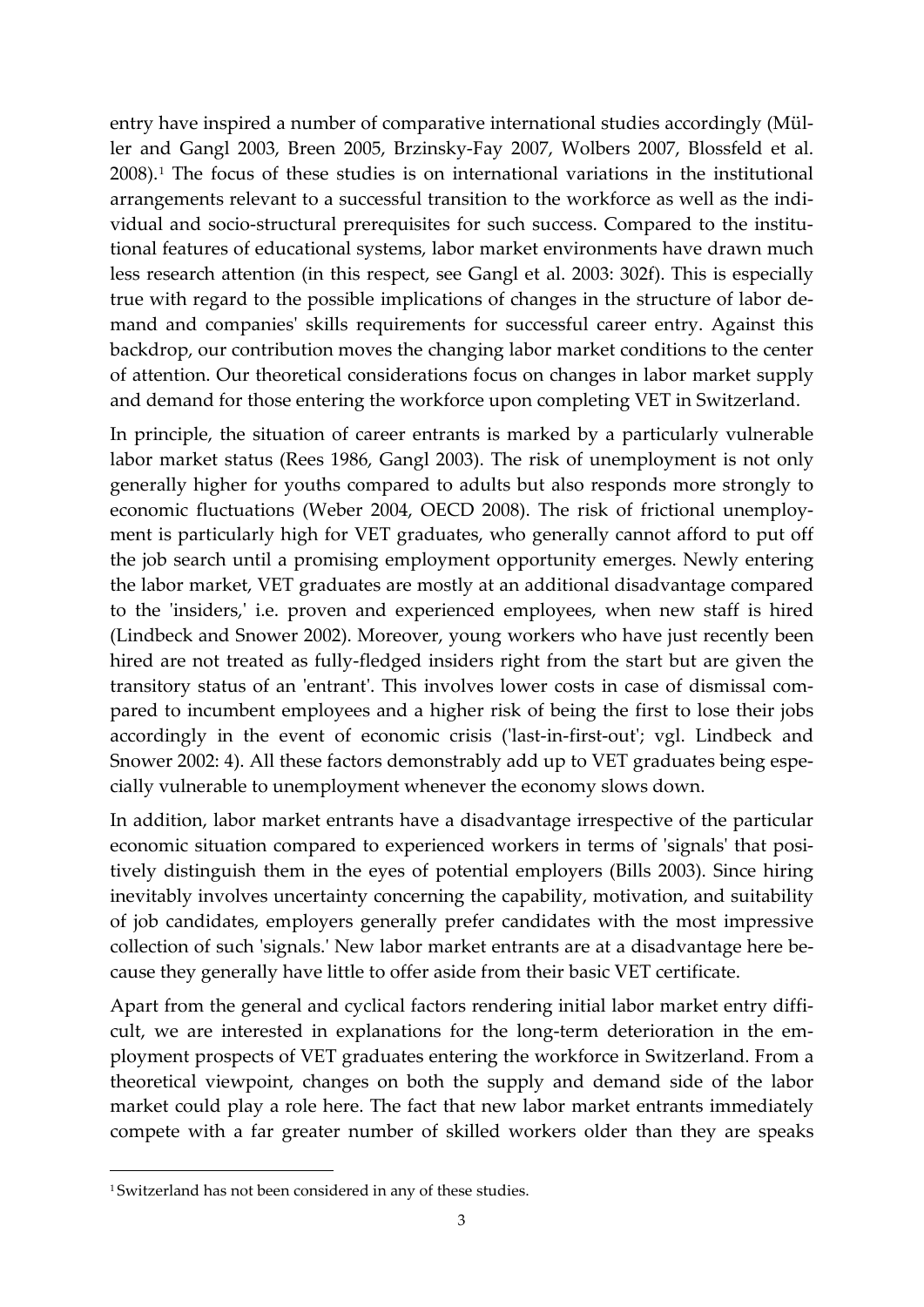entry have inspired a number of comparative international studies accordingly (Müller and Gangl 2003, Breen 2005, Brzinsky-Fay 2007, Wolbers 2007, Blossfeld et al. 2008).[1] The focus of these studies is on international variations in the institutional arrangements relevant to a successful transition to the workforce as well as the individual and socio-structural prerequisites for such success. Compared to the institutional features of educational systems, labor market environments have drawn much less research attention (in this respect, see Gangl et al. 2003: 302f). This is especially true with regard to the possible implications of changes in the structure of labor demand and companies' skills requirements for successful career entry. Against this backdrop, our contribution moves the changing labor market conditions to the center of attention. Our theoretical considerations focus on changes in labor market supply and demand for those entering the workforce upon completing VET in Switzerland.

In principle, the situation of career entrants is marked by a particularly vulnerable labor market status (Rees 1986, Gangl 2003). The risk of unemployment is not only generally higher for youths compared to adults but also responds more strongly to economic fluctuations (Weber 2004, OECD 2008). The risk of frictional unemployment is particularly high for VET graduates, who generally cannot afford to put off the job search until a promising employment opportunity emerges. Newly entering the labor market, VET graduates are mostly at an additional disadvantage compared to the 'insiders,' i.e. proven and experienced employees, when new staff is hired (Lindbeck and Snower 2002). Moreover, young workers who have just recently been hired are not treated as fully-fledged insiders right from the start but are given the transitory status of an 'entrant'. This involves lower costs in case of dismissal compared to incumbent employees and a higher risk of being the first to lose their jobs accordingly in the event of economic crisis ('last-in-first-out'; vgl. Lindbeck and Snower 2002: 4). All these factors demonstrably add up to VET graduates being especially vulnerable to unemployment whenever the economy slows down.

In addition, labor market entrants have a disadvantage irrespective of the particular economic situation compared to experienced workers in terms of 'signals' that positively distinguish them in the eyes of potential employers (Bills 2003). Since hiring inevitably involves uncertainty concerning the capability, motivation, and suitability of job candidates, employers generally prefer candidates with the most impressive collection of such 'signals.' New labor market entrants are at a disadvantage here because they generally have little to offer aside from their basic VET certificate.

Apart from the general and cyclical factors rendering initial labor market entry difficult, we are interested in explanations for the long-term deterioration in the employment prospects of VET graduates entering the workforce in Switzerland. From a theoretical viewpoint, changes on both the supply and demand side of the labor market could play a role here. The fact that new labor market entrants immediately compete with a far greater number of skilled workers older than they are speaks

[1] Switzerland has not been considered in any of these studies.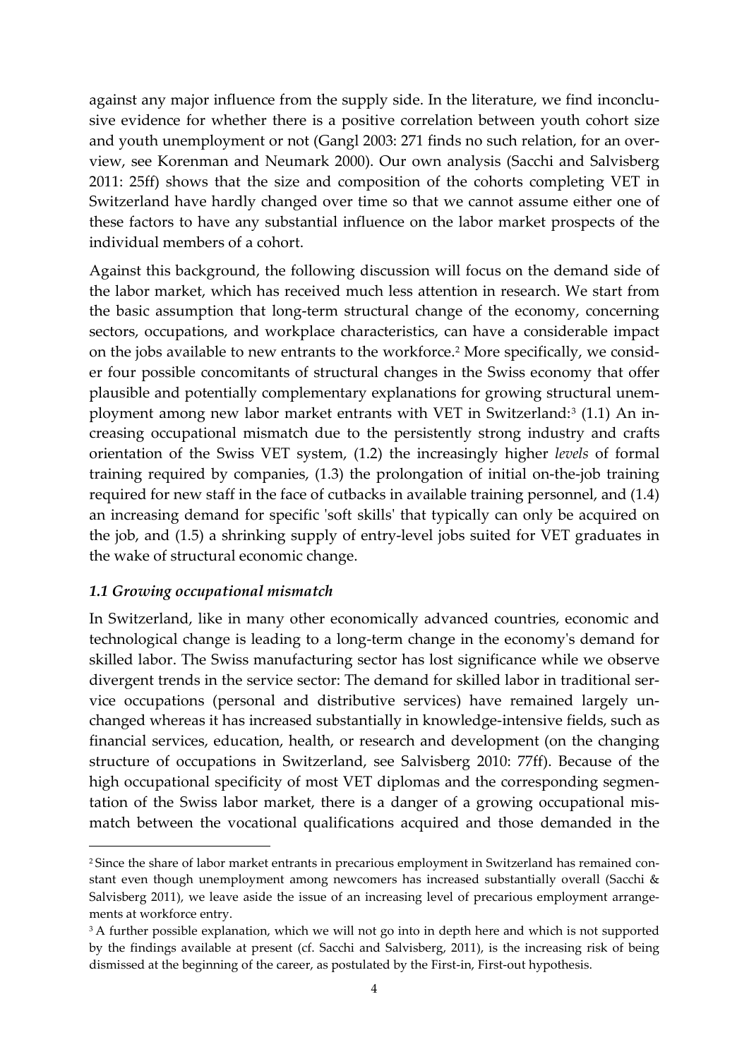against any major influence from the supply side. In the literature, we find inconclusive evidence for whether there is a positive correlation between youth cohort size and youth unemployment or not (Gangl 2003: 271 finds no such relation, for an overview, see Korenman and Neumark 2000). Our own analysis (Sacchi and Salvisberg 2011: 25ff) shows that the size and composition of the cohorts completing VET in Switzerland have hardly changed over time so that we cannot assume either one of these factors to have any substantial influence on the labor market prospects of the individual members of a cohort.

Against this background, the following discussion will focus on the demand side of the labor market, which has received much less attention in research. We start from the basic assumption that long-term structural change of the economy, concerning sectors, occupations, and workplace characteristics, can have a considerable impact on the jobs available to new entrants to the workforce.[2] More specifically, we consider four possible concomitants of structural changes in the Swiss economy that offer plausible and potentially complementary explanations for growing structural unemployment among new labor market entrants with VET in Switzerland:[3] (1.1) An increasing occupational mismatch due to the persistently strong industry and crafts orientation of the Swiss VET system, (1.2) the increasingly higher *levels* of formal training required by companies, (1.3) the prolongation of initial on-the-job training required for new staff in the face of cutbacks in available training personnel, and (1.4) an increasing demand for specific 'soft skills' that typically can only be acquired on the job, and (1.5) a shrinking supply of entry-level jobs suited for VET graduates in the wake of structural economic change.

### *1.1 Growing occupational mismatch*

In Switzerland, like in many other economically advanced countries, economic and technological change is leading to a long-term change in the economy's demand for skilled labor. The Swiss manufacturing sector has lost significance while we observe divergent trends in the service sector: The demand for skilled labor in traditional service occupations (personal and distributive services) have remained largely unchanged whereas it has increased substantially in knowledge-intensive fields, such as financial services, education, health, or research and development (on the changing structure of occupations in Switzerland, see Salvisberg 2010: 77ff). Because of the high occupational specificity of most VET diplomas and the corresponding segmentation of the Swiss labor market, there is a danger of a growing occupational mismatch between the vocational qualifications acquired and those demanded in the

---

[2] Since the share of labor market entrants in precarious employment in Switzerland has remained constant even though unemployment among newcomers has increased substantially overall (Sacchi & Salvisberg 2011), we leave aside the issue of an increasing level of precarious employment arrangements at workforce entry.

[3] A further possible explanation, which we will not go into in depth here and which is not supported by the findings available at present (cf. Sacchi and Salvisberg, 2011), is the increasing risk of being dismissed at the beginning of the career, as postulated by the First-in, First-out hypothesis.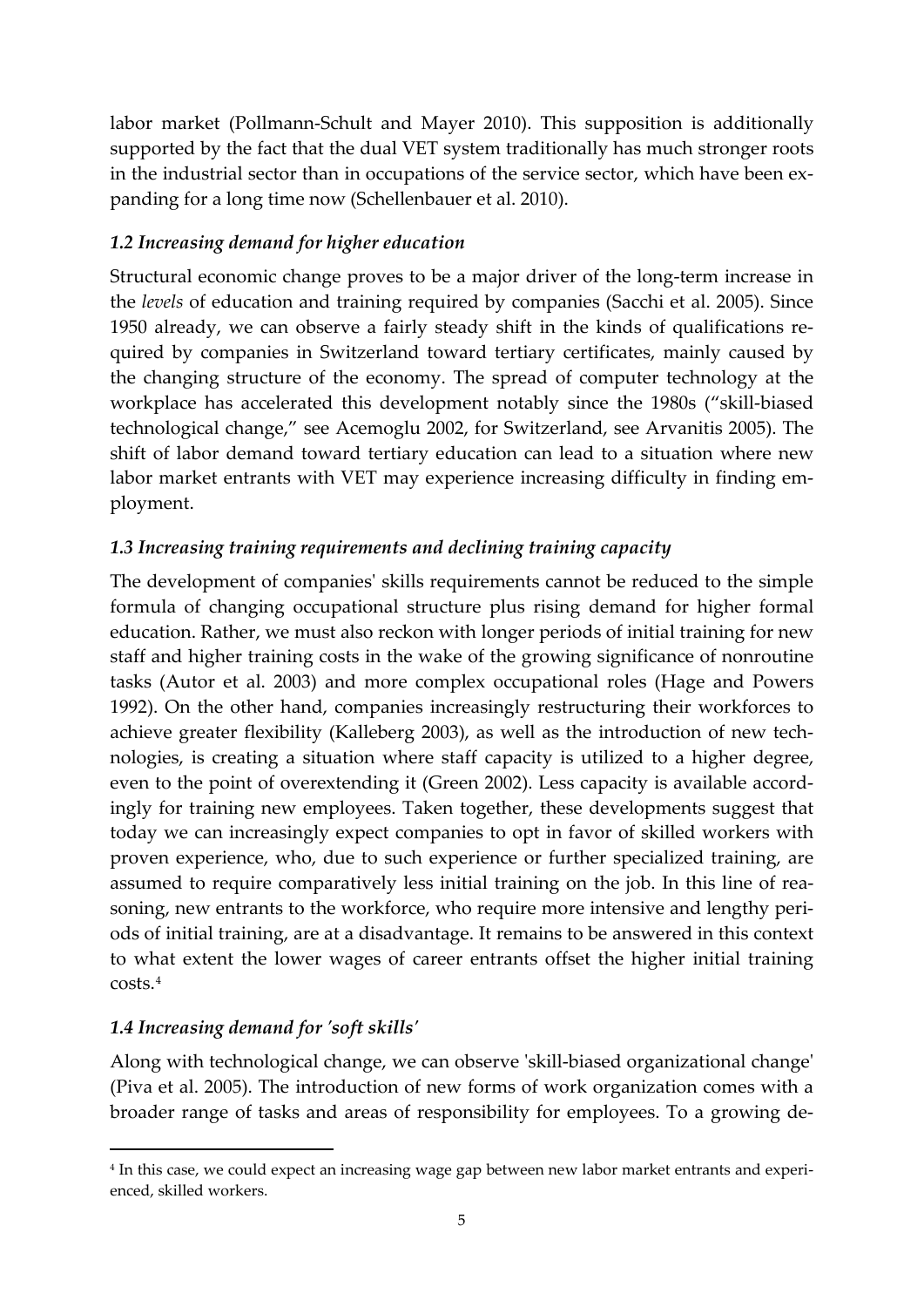labor market (Pollmann-Schult and Mayer 2010). This supposition is additionally supported by the fact that the dual VET system traditionally has much stronger roots in the industrial sector than in occupations of the service sector, which have been expanding for a long time now (Schellenbauer et al. 2010).

### *1.2 Increasing demand for higher education*

Structural economic change proves to be a major driver of the long-term increase in the *levels* of education and training required by companies (Sacchi et al. 2005). Since 1950 already, we can observe a fairly steady shift in the kinds of qualifications required by companies in Switzerland toward tertiary certificates, mainly caused by the changing structure of the economy. The spread of computer technology at the workplace has accelerated this development notably since the 1980s ("skill-biased technological change," see Acemoglu 2002, for Switzerland, see Arvanitis 2005). The shift of labor demand toward tertiary education can lead to a situation where new labor market entrants with VET may experience increasing difficulty in finding employment.

### *1.3 Increasing training requirements and declining training capacity*

The development of companies' skills requirements cannot be reduced to the simple formula of changing occupational structure plus rising demand for higher formal education. Rather, we must also reckon with longer periods of initial training for new staff and higher training costs in the wake of the growing significance of nonroutine tasks (Autor et al. 2003) and more complex occupational roles (Hage and Powers 1992). On the other hand, companies increasingly restructuring their workforces to achieve greater flexibility (Kalleberg 2003), as well as the introduction of new technologies, is creating a situation where staff capacity is utilized to a higher degree, even to the point of overextending it (Green 2002). Less capacity is available accordingly for training new employees. Taken together, these developments suggest that today we can increasingly expect companies to opt in favor of skilled workers with proven experience, who, due to such experience or further specialized training, are assumed to require comparatively less initial training on the job. In this line of reasoning, new entrants to the workforce, who require more intensive and lengthy periods of initial training, are at a disadvantage. It remains to be answered in this context to what extent the lower wages of career entrants offset the higher initial training costs.[4]

### *1.4 Increasing demand for 'soft skills'*

Along with technological change, we can observe 'skill-biased organizational change' (Piva et al. 2005). The introduction of new forms of work organization comes with a broader range of tasks and areas of responsibility for employees. To a growing de-

[4] In this case, we could expect an increasing wage gap between new labor market entrants and experienced, skilled workers.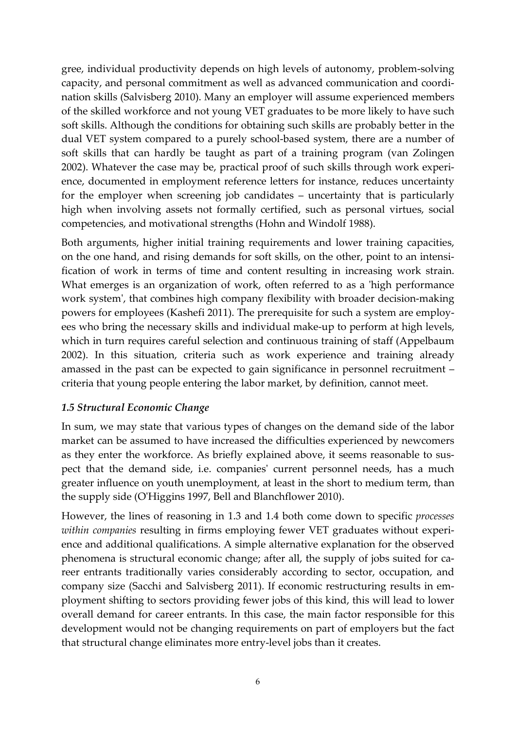gree, individual productivity depends on high levels of autonomy, problem-solving capacity, and personal commitment as well as advanced communication and coordination skills (Salvisberg 2010). Many an employer will assume experienced members of the skilled workforce and not young VET graduates to be more likely to have such soft skills. Although the conditions for obtaining such skills are probably better in the dual VET system compared to a purely school-based system, there are a number of soft skills that can hardly be taught as part of a training program (van Zolingen 2002). Whatever the case may be, practical proof of such skills through work experience, documented in employment reference letters for instance, reduces uncertainty for the employer when screening job candidates – uncertainty that is particularly high when involving assets not formally certified, such as personal virtues, social competencies, and motivational strengths (Hohn and Windolf 1988).

Both arguments, higher initial training requirements and lower training capacities, on the one hand, and rising demands for soft skills, on the other, point to an intensification of work in terms of time and content resulting in increasing work strain. What emerges is an organization of work, often referred to as a 'high performance work system', that combines high company flexibility with broader decision-making powers for employees (Kashefi 2011). The prerequisite for such a system are employees who bring the necessary skills and individual make-up to perform at high levels, which in turn requires careful selection and continuous training of staff (Appelbaum 2002). In this situation, criteria such as work experience and training already amassed in the past can be expected to gain significance in personnel recruitment – criteria that young people entering the labor market, by definition, cannot meet.

### *1.5 Structural Economic Change*

In sum, we may state that various types of changes on the demand side of the labor market can be assumed to have increased the difficulties experienced by newcomers as they enter the workforce. As briefly explained above, it seems reasonable to suspect that the demand side, i.e. companies' current personnel needs, has a much greater influence on youth unemployment, at least in the short to medium term, than the supply side (O'Higgins 1997, Bell and Blanchflower 2010).

However, the lines of reasoning in 1.3 and 1.4 both come down to specific *processes within companies* resulting in firms employing fewer VET graduates without experience and additional qualifications. A simple alternative explanation for the observed phenomena is structural economic change; after all, the supply of jobs suited for career entrants traditionally varies considerably according to sector, occupation, and company size (Sacchi and Salvisberg 2011). If economic restructuring results in employment shifting to sectors providing fewer jobs of this kind, this will lead to lower overall demand for career entrants. In this case, the main factor responsible for this development would not be changing requirements on part of employers but the fact that structural change eliminates more entry-level jobs than it creates.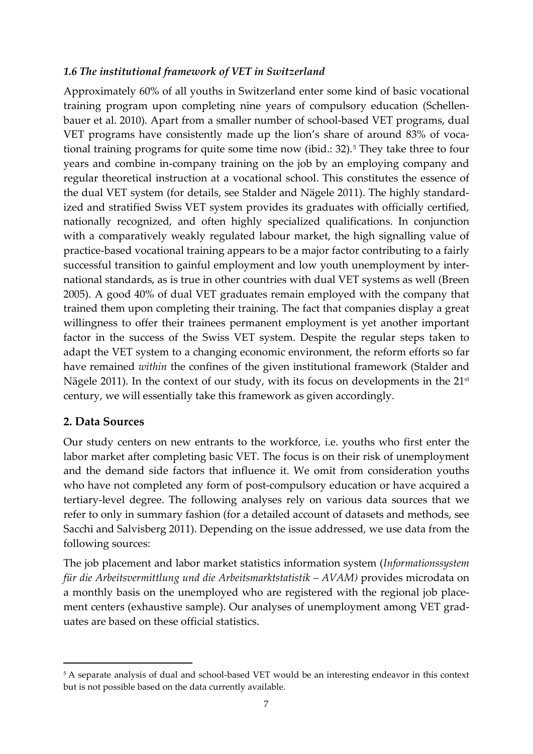### *1.6 The institutional framework of VET in Switzerland*

Approximately 60% of all youths in Switzerland enter some kind of basic vocational training program upon completing nine years of compulsory education (Schellenbauer et al. 2010). Apart from a smaller number of school-based VET programs, dual VET programs have consistently made up the lion's share of around 83% of vocational training programs for quite some time now (ibid.: 32).[5] They take three to four years and combine in-company training on the job by an employing company and regular theoretical instruction at a vocational school. This constitutes the essence of the dual VET system (for details, see Stalder and Nägele 2011). The highly standardized and stratified Swiss VET system provides its graduates with officially certified, nationally recognized, and often highly specialized qualifications. In conjunction with a comparatively weakly regulated labour market, the high signalling value of practice-based vocational training appears to be a major factor contributing to a fairly successful transition to gainful employment and low youth unemployment by international standards, as is true in other countries with dual VET systems as well (Breen 2005). A good 40% of dual VET graduates remain employed with the company that trained them upon completing their training. The fact that companies display a great willingness to offer their trainees permanent employment is yet another important factor in the success of the Swiss VET system. Despite the regular steps taken to adapt the VET system to a changing economic environment, the reform efforts so far have remained *within* the confines of the given institutional framework (Stalder and Nägele 2011). In the context of our study, with its focus on developments in the 21st century, we will essentially take this framework as given accordingly.

## 2. Data Sources

Our study centers on new entrants to the workforce, i.e. youths who first enter the labor market after completing basic VET. The focus is on their risk of unemployment and the demand side factors that influence it. We omit from consideration youths who have not completed any form of post-compulsory education or have acquired a tertiary-level degree. The following analyses rely on various data sources that we refer to only in summary fashion (for a detailed account of datasets and methods, see Sacchi and Salvisberg 2011). Depending on the issue addressed, we use data from the following sources:

The job placement and labor market statistics information system (*Informationssystem für die Arbeitsvermittlung und die Arbeitsmarktstatistik – AVAM)* provides microdata on a monthly basis on the unemployed who are registered with the regional job placement centers (exhaustive sample). Our analyses of unemployment among VET graduates are based on these official statistics.

---

[5] A separate analysis of dual and school-based VET would be an interesting endeavor in this context but is not possible based on the data currently available.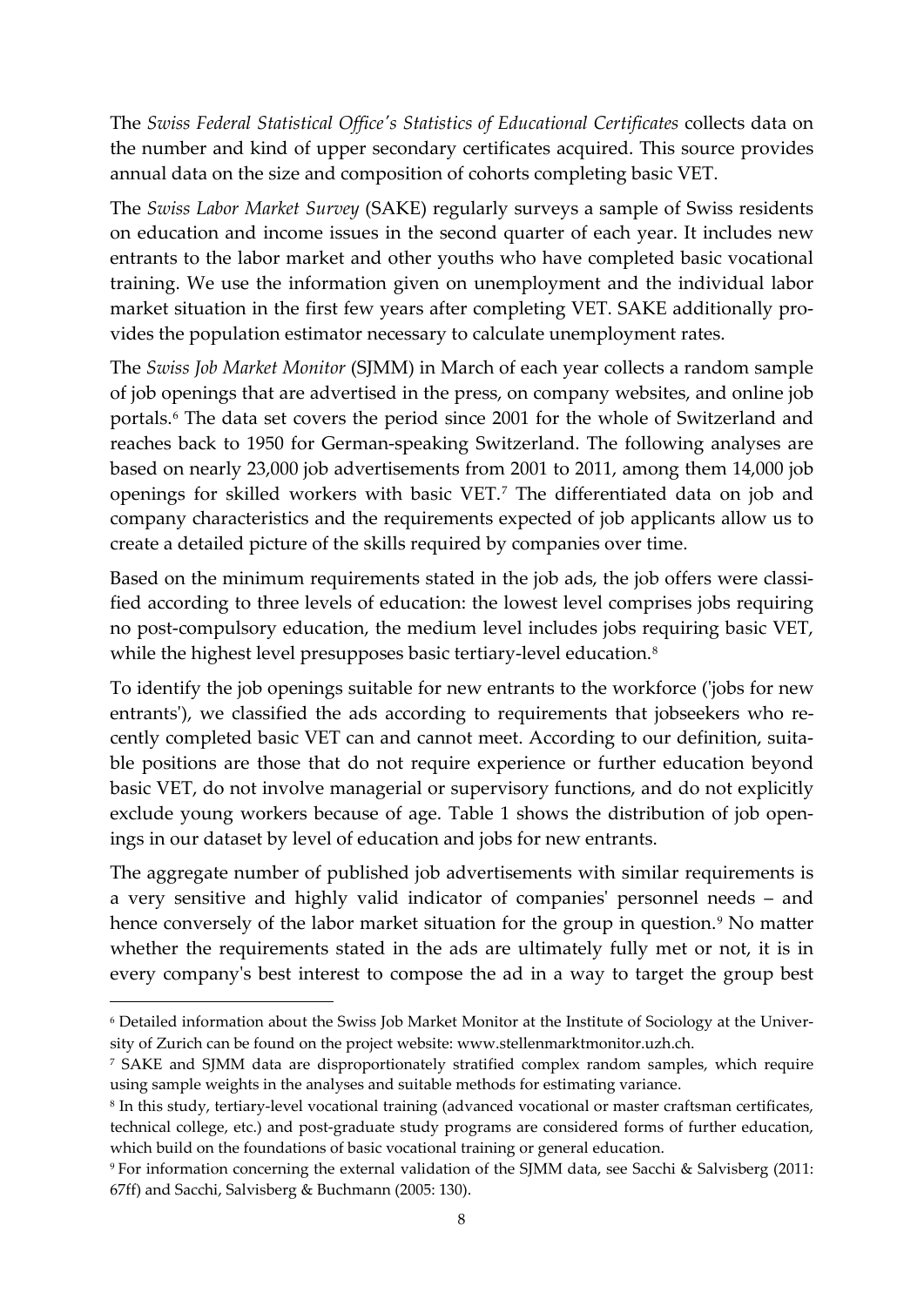The *Swiss Federal Statistical Office's Statistics of Educational Certificates* collects data on the number and kind of upper secondary certificates acquired. This source provides annual data on the size and composition of cohorts completing basic VET.

The *Swiss Labor Market Survey* (SAKE) regularly surveys a sample of Swiss residents on education and income issues in the second quarter of each year. It includes new entrants to the labor market and other youths who have completed basic vocational training. We use the information given on unemployment and the individual labor market situation in the first few years after completing VET. SAKE additionally provides the population estimator necessary to calculate unemployment rates.

The *Swiss Job Market Monitor* (SJMM) in March of each year collects a random sample of job openings that are advertised in the press, on company websites, and online job portals.[6] The data set covers the period since 2001 for the whole of Switzerland and reaches back to 1950 for German-speaking Switzerland. The following analyses are based on nearly 23,000 job advertisements from 2001 to 2011, among them 14,000 job openings for skilled workers with basic VET.[7] The differentiated data on job and company characteristics and the requirements expected of job applicants allow us to create a detailed picture of the skills required by companies over time.

Based on the minimum requirements stated in the job ads, the job offers were classified according to three levels of education: the lowest level comprises jobs requiring no post-compulsory education, the medium level includes jobs requiring basic VET, while the highest level presupposes basic tertiary-level education.[8]

To identify the job openings suitable for new entrants to the workforce ('jobs for new entrants'), we classified the ads according to requirements that jobseekers who recently completed basic VET can and cannot meet. According to our definition, suitable positions are those that do not require experience or further education beyond basic VET, do not involve managerial or supervisory functions, and do not explicitly exclude young workers because of age. Table 1 shows the distribution of job openings in our dataset by level of education and jobs for new entrants.

The aggregate number of published job advertisements with similar requirements is a very sensitive and highly valid indicator of companies' personnel needs – and hence conversely of the labor market situation for the group in question.[9] No matter whether the requirements stated in the ads are ultimately fully met or not, it is in every company's best interest to compose the ad in a way to target the group best

---

[6] Detailed information about the Swiss Job Market Monitor at the Institute of Sociology at the University of Zurich can be found on the project website: www.stellenmarktmonitor.uzh.ch.

[7] SAKE and SJMM data are disproportionately stratified complex random samples, which require using sample weights in the analyses and suitable methods for estimating variance.

[8] In this study, tertiary-level vocational training (advanced vocational or master craftsman certificates, technical college, etc.) and post-graduate study programs are considered forms of further education, which build on the foundations of basic vocational training or general education.

[9] For information concerning the external validation of the SJMM data, see Sacchi & Salvisberg (2011: 67ff) and Sacchi, Salvisberg & Buchmann (2005: 130).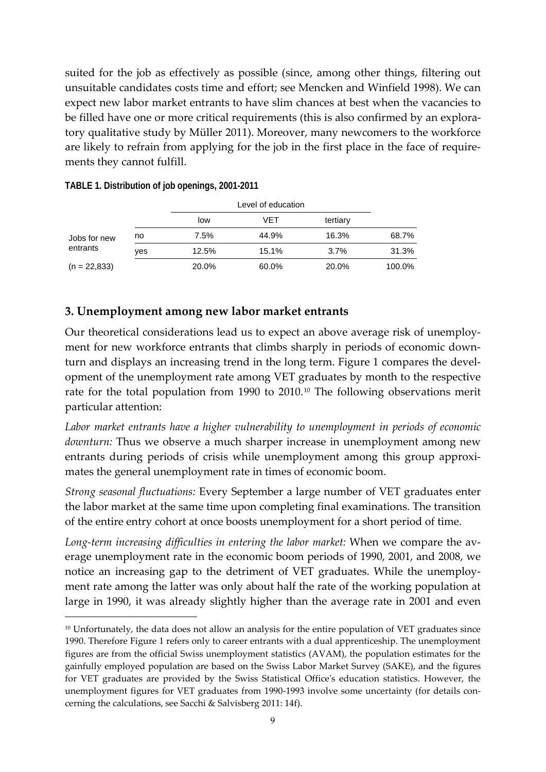suited for the job as effectively as possible (since, among other things, filtering out unsuitable candidates costs time and effort; see Mencken and Winfield 1998). We can expect new labor market entrants to have slim chances at best when the vacancies to be filled have one or more critical requirements (this is also confirmed by an exploratory qualitative study by Müller 2011). Moreover, many newcomers to the workforce are likely to refrain from applying for the job in the first place in the face of requirements they cannot fulfill.

**TABLE 1. Distribution of job openings, 2001-2011**

| | | Level of education | | | |
|---|---|---|---|---|---|
| | | low | VET | tertiary | |
| Jobs for new entrants | no | 7.5% | 44.9% | 16.3% | 68.7% |
| | yes | 12.5% | 15.1% | 3.7% | 31.3% |
| (n = 22,833) | | 20.0% | 60.0% | 20.0% | 100.0% |

## 3. Unemployment among new labor market entrants

Our theoretical considerations lead us to expect an above average risk of unemployment for new workforce entrants that climbs sharply in periods of economic downturn and displays an increasing trend in the long term. Figure 1 compares the development of the unemployment rate among VET graduates by month to the respective rate for the total population from 1990 to 2010.[10] The following observations merit particular attention:

*Labor market entrants have a higher vulnerability to unemployment in periods of economic downturn:* Thus we observe a much sharper increase in unemployment among new entrants during periods of crisis while unemployment among this group approximates the general unemployment rate in times of economic boom.

*Strong seasonal fluctuations:* Every September a large number of VET graduates enter the labor market at the same time upon completing final examinations. The transition of the entire entry cohort at once boosts unemployment for a short period of time.

*Long-term increasing difficulties in entering the labor market:* When we compare the average unemployment rate in the economic boom periods of 1990, 2001, and 2008, we notice an increasing gap to the detriment of VET graduates. While the unemployment rate among the latter was only about half the rate of the working population at large in 1990, it was already slightly higher than the average rate in 2001 and even

[10] Unfortunately, the data does not allow an analysis for the entire population of VET graduates since 1990. Therefore Figure 1 refers only to career entrants with a dual apprenticeship. The unemployment figures are from the official Swiss unemployment statistics (AVAM), the population estimates for the gainfully employed population are based on the Swiss Labor Market Survey (SAKE), and the figures for VET graduates are provided by the Swiss Statistical Office's education statistics. However, the unemployment figures for VET graduates from 1990-1993 involve some uncertainty (for details concerning the calculations, see Sacchi & Salvisberg 2011: 14f).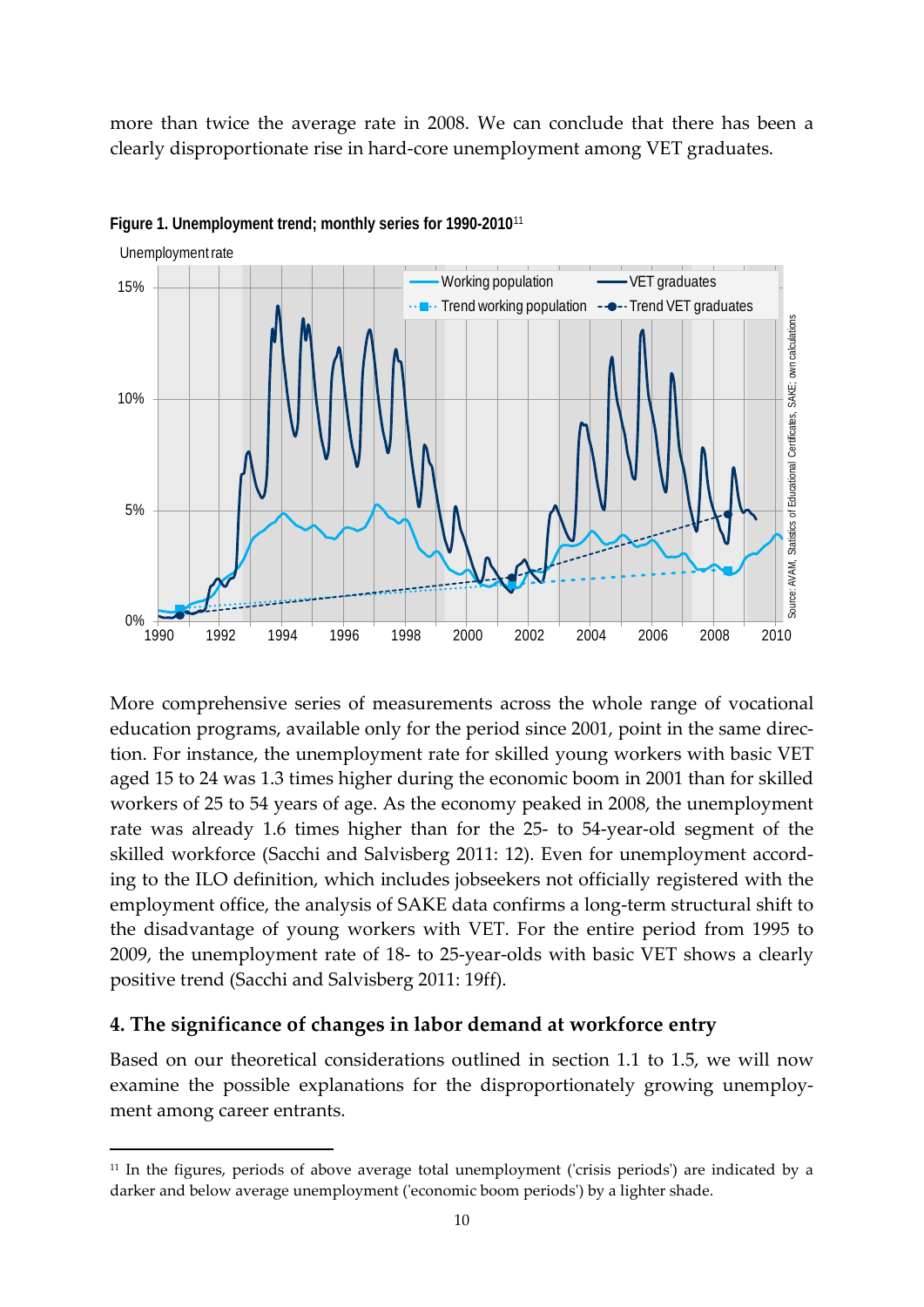more than twice the average rate in 2008. We can conclude that there has been a clearly disproportionate rise in hard-core unemployment among VET graduates.

**Figure 1. Unemployment trend; monthly series for 1990-2010**[11]

Unemployment rate

15%
10%
5%
0%

1990 1992 1994 1996 1998 2000 2002 2004 2006 2008 2010

Working population
VET graduates
Trend working population
Trend VET graduates

Source: AVAM, Statistics of Educational Certificates, SAKE; own calculations

More comprehensive series of measurements across the whole range of vocational education programs, available only for the period since 2001, point in the same direction. For instance, the unemployment rate for skilled young workers with basic VET aged 15 to 24 was 1.3 times higher during the economic boom in 2001 than for skilled workers of 25 to 54 years of age. As the economy peaked in 2008, the unemployment rate was already 1.6 times higher than for the 25- to 54-year-old segment of the skilled workforce (Sacchi and Salvisberg 2011: 12). Even for unemployment according to the ILO definition, which includes jobseekers not officially registered with the employment office, the analysis of SAKE data confirms a long-term structural shift to the disadvantage of young workers with VET. For the entire period from 1995 to 2009, the unemployment rate of 18- to 25-year-olds with basic VET shows a clearly positive trend (Sacchi and Salvisberg 2011: 19ff).

## 4. The significance of changes in labor demand at workforce entry

Based on our theoretical considerations outlined in section 1.1 to 1.5, we will now examine the possible explanations for the disproportionately growing unemployment among career entrants.

---

[11] In the figures, periods of above average total unemployment ('crisis periods') are indicated by a darker and below average unemployment ('economic boom periods') by a lighter shade.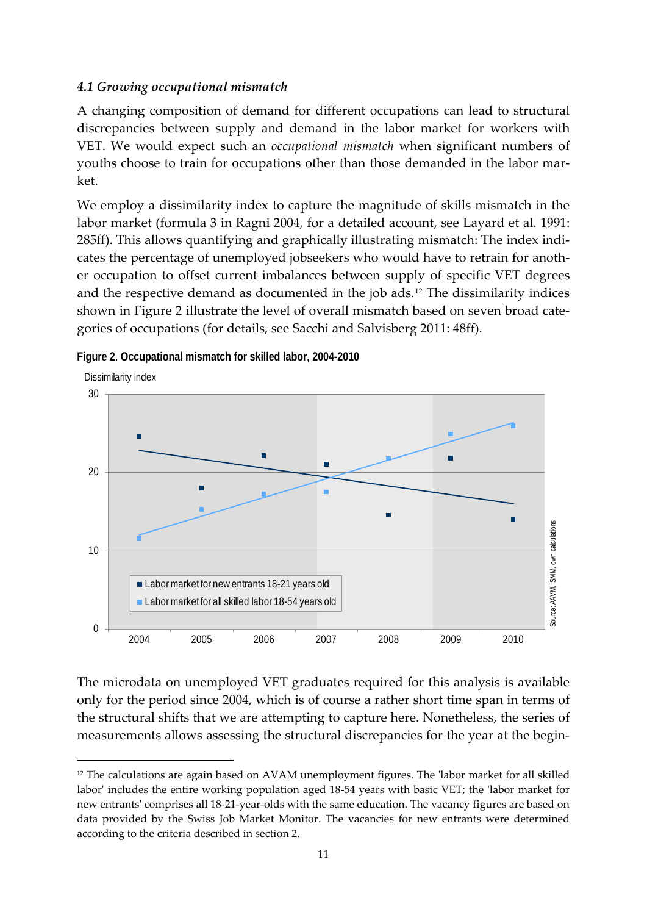### *4.1 Growing occupational mismatch*

A changing composition of demand for different occupations can lead to structural discrepancies between supply and demand in the labor market for workers with VET. We would expect such an *occupational mismatch* when significant numbers of youths choose to train for occupations other than those demanded in the labor market.

We employ a dissimilarity index to capture the magnitude of skills mismatch in the labor market (formula 3 in Ragni 2004, for a detailed account, see Layard et al. 1991: 285ff). This allows quantifying and graphically illustrating mismatch: The index indicates the percentage of unemployed jobseekers who would have to retrain for another occupation to offset current imbalances between supply of specific VET degrees and the respective demand as documented in the job ads.[12] The dissimilarity indices shown in Figure 2 illustrate the level of overall mismatch based on seven broad categories of occupations (for details, see Sacchi and Salvisberg 2011: 48ff).

**Figure 2. Occupational mismatch for skilled labor, 2004-2010**

Dissimilarity index

30

20

10

0

2004 2005 2006 2007 2008 2009 2010

Labor market for new entrants 18-21 years old

Labor market for all skilled labor 18-54 years old

Source: AAVM, SMM, own calculations

The microdata on unemployed VET graduates required for this analysis is available only for the period since 2004, which is of course a rather short time span in terms of the structural shifts that we are attempting to capture here. Nonetheless, the series of measurements allows assessing the structural discrepancies for the year at the begin-

[12] The calculations are again based on AVAM unemployment figures. The 'labor market for all skilled labor' includes the entire working population aged 18-54 years with basic VET; the 'labor market for new entrants' comprises all 18-21-year-olds with the same education. The vacancy figures are based on data provided by the Swiss Job Market Monitor. The vacancies for new entrants were determined according to the criteria described in section 2.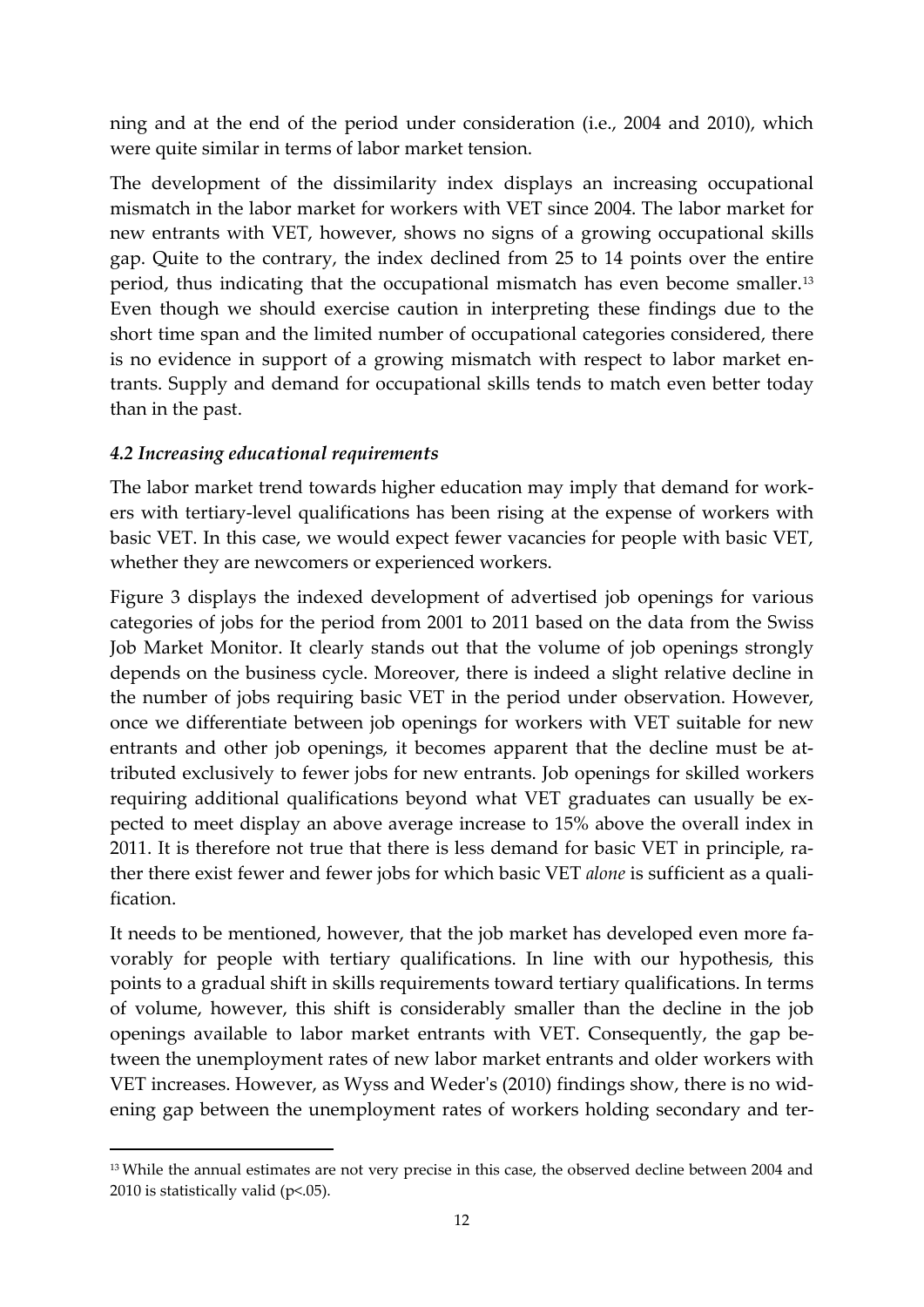ning and at the end of the period under consideration (i.e., 2004 and 2010), which were quite similar in terms of labor market tension.

The development of the dissimilarity index displays an increasing occupational mismatch in the labor market for workers with VET since 2004. The labor market for new entrants with VET, however, shows no signs of a growing occupational skills gap. Quite to the contrary, the index declined from 25 to 14 points over the entire period, thus indicating that the occupational mismatch has even become smaller.[13] Even though we should exercise caution in interpreting these findings due to the short time span and the limited number of occupational categories considered, there is no evidence in support of a growing mismatch with respect to labor market entrants. Supply and demand for occupational skills tends to match even better today than in the past.

### *4.2 Increasing educational requirements*

The labor market trend towards higher education may imply that demand for workers with tertiary-level qualifications has been rising at the expense of workers with basic VET. In this case, we would expect fewer vacancies for people with basic VET, whether they are newcomers or experienced workers.

Figure 3 displays the indexed development of advertised job openings for various categories of jobs for the period from 2001 to 2011 based on the data from the Swiss Job Market Monitor. It clearly stands out that the volume of job openings strongly depends on the business cycle. Moreover, there is indeed a slight relative decline in the number of jobs requiring basic VET in the period under observation. However, once we differentiate between job openings for workers with VET suitable for new entrants and other job openings, it becomes apparent that the decline must be attributed exclusively to fewer jobs for new entrants. Job openings for skilled workers requiring additional qualifications beyond what VET graduates can usually be expected to meet display an above average increase to 15% above the overall index in 2011. It is therefore not true that there is less demand for basic VET in principle, rather there exist fewer and fewer jobs for which basic VET *alone* is sufficient as a qualification.

It needs to be mentioned, however, that the job market has developed even more favorably for people with tertiary qualifications. In line with our hypothesis, this points to a gradual shift in skills requirements toward tertiary qualifications. In terms of volume, however, this shift is considerably smaller than the decline in the job openings available to labor market entrants with VET. Consequently, the gap between the unemployment rates of new labor market entrants and older workers with VET increases. However, as Wyss and Weder's (2010) findings show, there is no widening gap between the unemployment rates of workers holding secondary and ter-

[13] While the annual estimates are not very precise in this case, the observed decline between 2004 and 2010 is statistically valid ($p<.05$).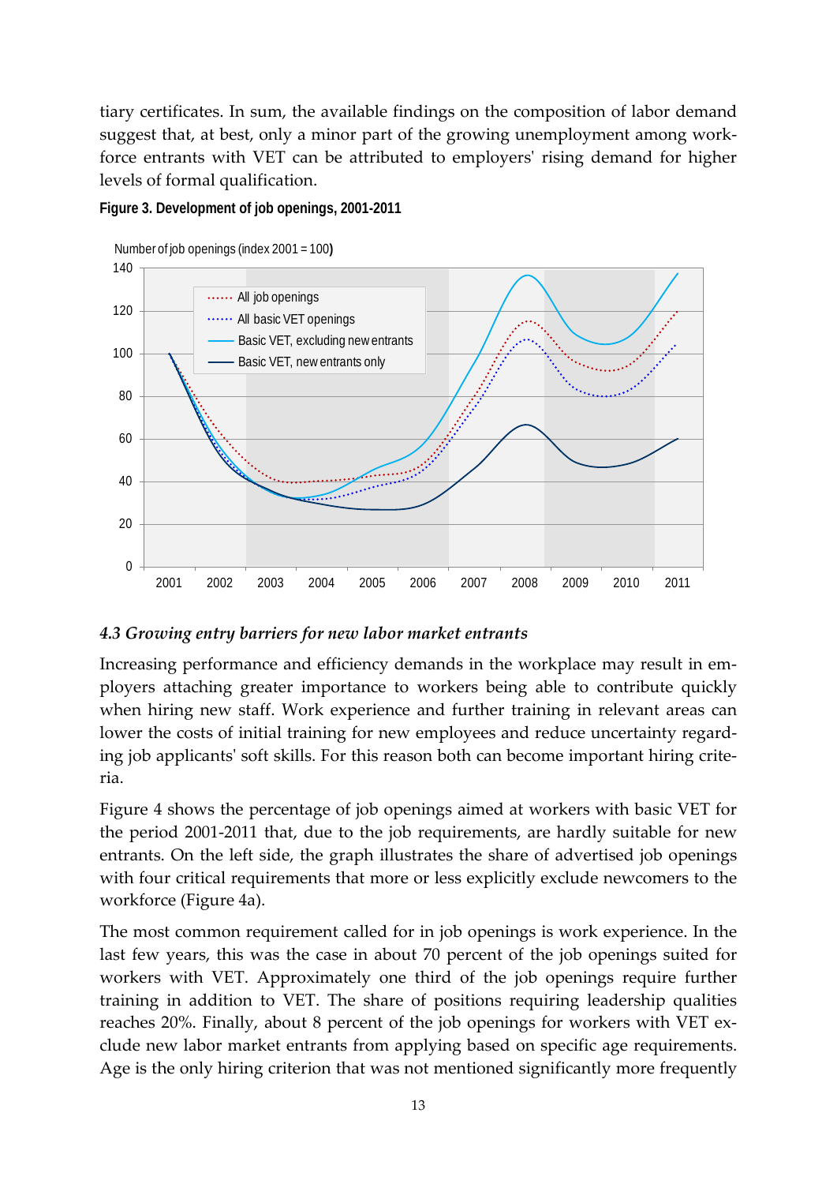tiary certificates. In sum, the available findings on the composition of labor demand suggest that, at best, only a minor part of the growing unemployment among workforce entrants with VET can be attributed to employers' rising demand for higher levels of formal qualification.

**Figure 3. Development of job openings, 2001-2011**

Number of job openings (index 2001 = 100)

140
120
100
80
60
40
20
0

2001 2002 2003 2004 2005 2006 2007 2008 2009 2010 2011

All job openings
All basic VET openings
Basic VET, excluding new entrants
Basic VET, new entrants only

### *4.3 Growing entry barriers for new labor market entrants*

Increasing performance and efficiency demands in the workplace may result in employers attaching greater importance to workers being able to contribute quickly when hiring new staff. Work experience and further training in relevant areas can lower the costs of initial training for new employees and reduce uncertainty regarding job applicants' soft skills. For this reason both can become important hiring criteria.

Figure 4 shows the percentage of job openings aimed at workers with basic VET for the period 2001-2011 that, due to the job requirements, are hardly suitable for new entrants. On the left side, the graph illustrates the share of advertised job openings with four critical requirements that more or less explicitly exclude newcomers to the workforce (Figure 4a).

The most common requirement called for in job openings is work experience. In the last few years, this was the case in about 70 percent of the job openings suited for workers with VET. Approximately one third of the job openings require further training in addition to VET. The share of positions requiring leadership qualities reaches 20%. Finally, about 8 percent of the job openings for workers with VET exclude new labor market entrants from applying based on specific age requirements. Age is the only hiring criterion that was not mentioned significantly more frequently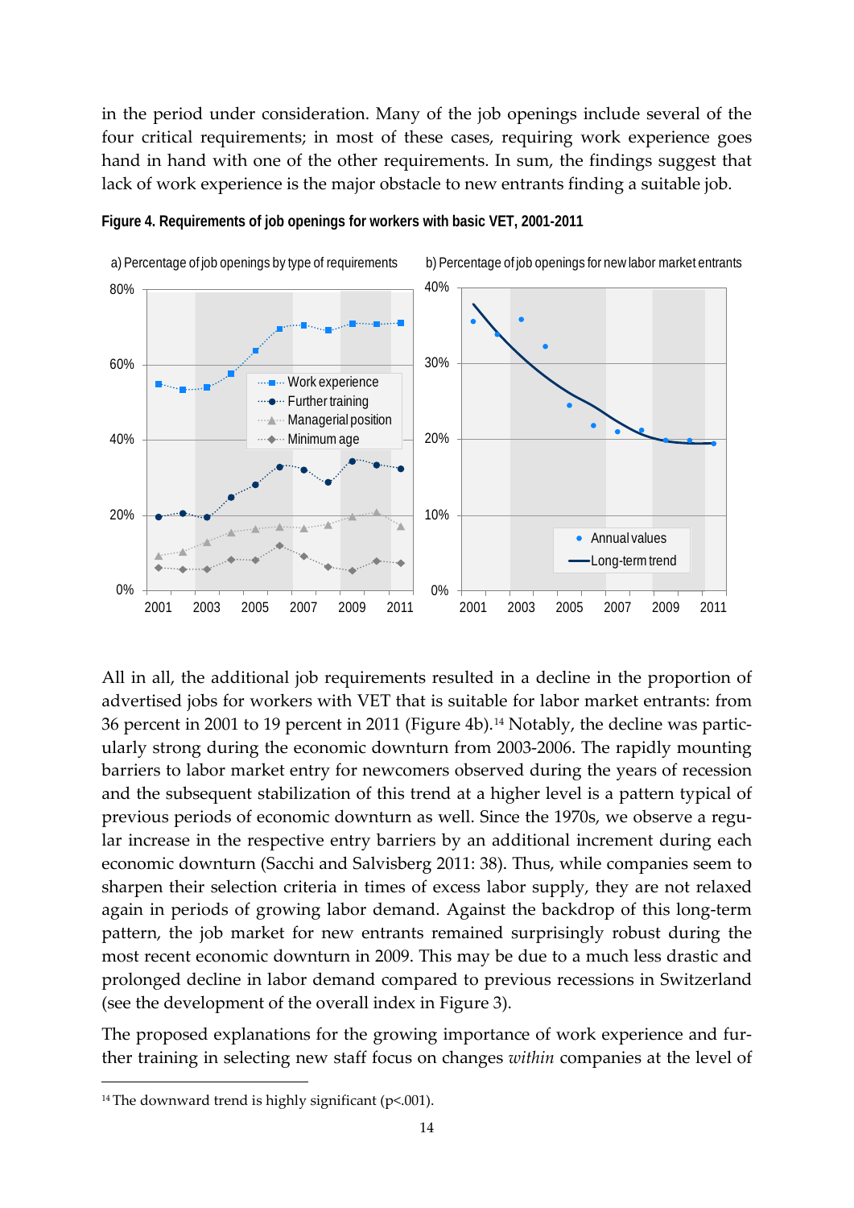in the period under consideration. Many of the job openings include several of the four critical requirements; in most of these cases, requiring work experience goes hand in hand with one of the other requirements. In sum, the findings suggest that lack of work experience is the major obstacle to new entrants finding a suitable job.

**Figure 4. Requirements of job openings for workers with basic VET, 2001-2011**

a) Percentage of job openings by type of requirements

80%
60%
40%
20%
0%

2001 2003 2005 2007 2009 2011

Work experience
Further training
Managerial position
Minimum age

b) Percentage of job openings for new labor market entrants

40%
30%
20%
10%
0%

2001 2003 2005 2007 2009 2011

Annual values
Long-term trend

All in all, the additional job requirements resulted in a decline in the proportion of advertised jobs for workers with VET that is suitable for labor market entrants: from 36 percent in 2001 to 19 percent in 2011 (Figure 4b).[14] Notably, the decline was particularly strong during the economic downturn from 2003-2006. The rapidly mounting barriers to labor market entry for newcomers observed during the years of recession and the subsequent stabilization of this trend at a higher level is a pattern typical of previous periods of economic downturn as well. Since the 1970s, we observe a regular increase in the respective entry barriers by an additional increment during each economic downturn (Sacchi and Salvisberg 2011: 38). Thus, while companies seem to sharpen their selection criteria in times of excess labor supply, they are not relaxed again in periods of growing labor demand. Against the backdrop of this long-term pattern, the job market for new entrants remained surprisingly robust during the most recent economic downturn in 2009. This may be due to a much less drastic and prolonged decline in labor demand compared to previous recessions in Switzerland (see the development of the overall index in Figure 3).

The proposed explanations for the growing importance of work experience and further training in selecting new staff focus on changes *within* companies at the level of

[14] The downward trend is highly significant (p<.001).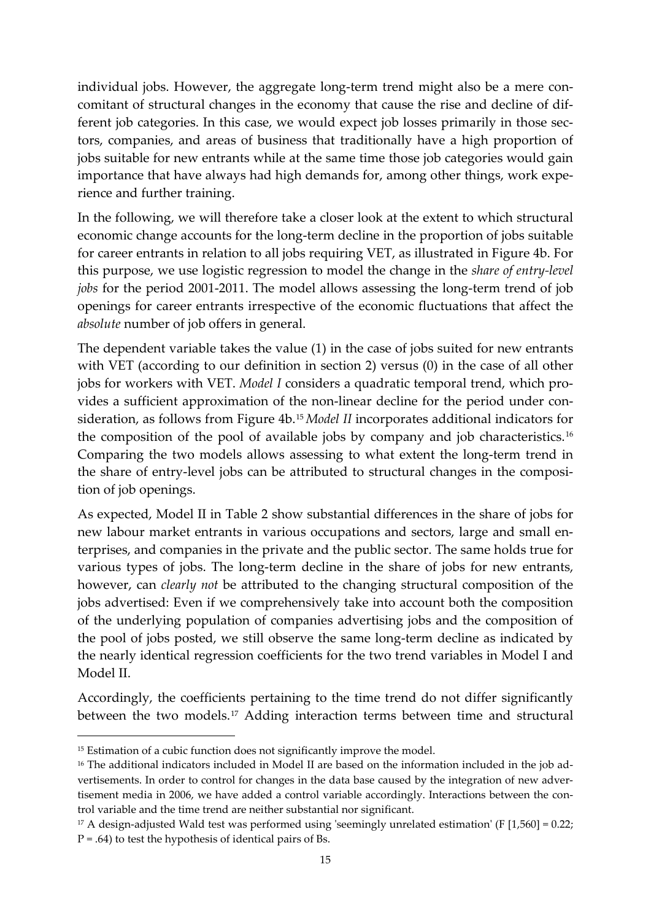individual jobs. However, the aggregate long-term trend might also be a mere concomitant of structural changes in the economy that cause the rise and decline of different job categories. In this case, we would expect job losses primarily in those sectors, companies, and areas of business that traditionally have a high proportion of jobs suitable for new entrants while at the same time those job categories would gain importance that have always had high demands for, among other things, work experience and further training.

In the following, we will therefore take a closer look at the extent to which structural economic change accounts for the long-term decline in the proportion of jobs suitable for career entrants in relation to all jobs requiring VET, as illustrated in Figure 4b. For this purpose, we use logistic regression to model the change in the *share of entry-level jobs* for the period 2001-2011. The model allows assessing the long-term trend of job openings for career entrants irrespective of the economic fluctuations that affect the *absolute* number of job offers in general.

The dependent variable takes the value (1) in the case of jobs suited for new entrants with VET (according to our definition in section 2) versus (0) in the case of all other jobs for workers with VET. *Model I* considers a quadratic temporal trend, which provides a sufficient approximation of the non-linear decline for the period under consideration, as follows from Figure 4b.[15] *Model II* incorporates additional indicators for the composition of the pool of available jobs by company and job characteristics.[16] Comparing the two models allows assessing to what extent the long-term trend in the share of entry-level jobs can be attributed to structural changes in the composition of job openings.

As expected, Model II in Table 2 show substantial differences in the share of jobs for new labour market entrants in various occupations and sectors, large and small enterprises, and companies in the private and the public sector. The same holds true for various types of jobs. The long-term decline in the share of jobs for new entrants, however, can *clearly not* be attributed to the changing structural composition of the jobs advertised: Even if we comprehensively take into account both the composition of the underlying population of companies advertising jobs and the composition of the pool of jobs posted, we still observe the same long-term decline as indicated by the nearly identical regression coefficients for the two trend variables in Model I and Model II.

Accordingly, the coefficients pertaining to the time trend do not differ significantly between the two models.[17] Adding interaction terms between time and structural

[15] Estimation of a cubic function does not significantly improve the model.

[16] The additional indicators included in Model II are based on the information included in the job advertisements. In order to control for changes in the data base caused by the integration of new advertisement media in 2006, we have added a control variable accordingly. Interactions between the control variable and the time trend are neither substantial nor significant.

[17] A design-adjusted Wald test was performed using 'seemingly unrelated estimation' ($F$ [1,560] = 0.22; $P$ = .64) to test the hypothesis of identical pairs of Bs.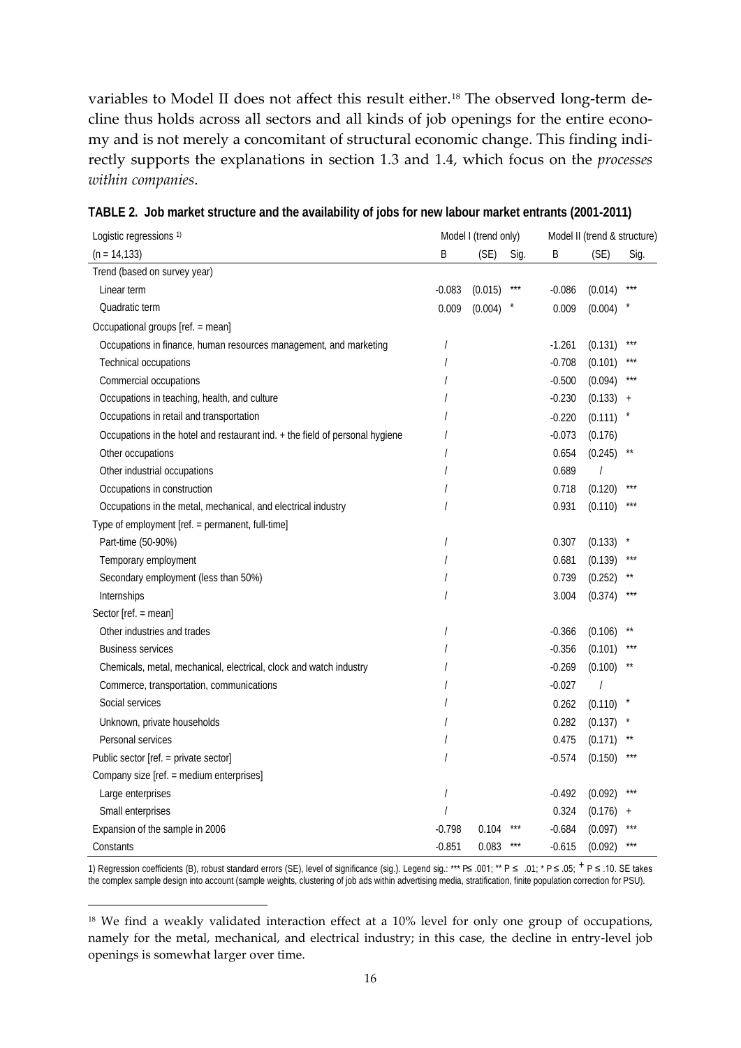variables to Model II does not affect this result either.[18] The observed long-term decline thus holds across all sectors and all kinds of job openings for the entire economy and is not merely a concomitant of structural economic change. This finding indirectly supports the explanations in section 1.3 and 1.4, which focus on the *processes within companies*.

**TABLE 2. Job market structure and the availability of jobs for new labour market entrants (2001-2011)**

| Logistic regressions [1)] | Model I (trend only) | | | Model II (trend & structure) | | |
|---|---|---|---|---|---|---|
| (n = 14,133) | B | (SE) | Sig. | B | (SE) | Sig. |
| Trend (based on survey year) | | | | | | |
| Linear term | -0.083 | (0.015) | *** | -0.086 | (0.014) | *** |
| Quadratic term | 0.009 | (0.004) | * | 0.009 | (0.004) | * |
| Occupational groups [ref. = mean] | | | | | | |
| Occupations in finance, human resources management, and marketing | / | | | -1.261 | (0.131) | *** |
| Technical occupations | / | | | -0.708 | (0.101) | *** |
| Commercial occupations | / | | | -0.500 | (0.094) | *** |
| Occupations in teaching, health, and culture | / | | | -0.230 | (0.133) | + |
| Occupations in retail and transportation | / | | | -0.220 | (0.111) | * |
| Occupations in the hotel and restaurant ind. + the field of personal hygiene | / | | | -0.073 | (0.176) | |
| Other occupations | / | | | 0.654 | (0.245) | ** |
| Other industrial occupations | / | | | 0.689 | / | |
| Occupations in construction | / | | | 0.718 | (0.120) | *** |
| Occupations in the metal, mechanical, and electrical industry | / | | | 0.931 | (0.110) | *** |
| Type of employment [ref. = permanent, full-time] | | | | | | |
| Part-time (50-90%) | / | | | 0.307 | (0.133) | * |
| Temporary employment | / | | | 0.681 | (0.139) | *** |
| Secondary employment (less than 50%) | / | | | 0.739 | (0.252) | ** |
| Internships | / | | | 3.004 | (0.374) | *** |
| Sector [ref. = mean] | | | | | | |
| Other industries and trades | / | | | -0.366 | (0.106) | ** |
| Business services | / | | | -0.356 | (0.101) | *** |
| Chemicals, metal, mechanical, electrical, clock and watch industry | / | | | -0.269 | (0.100) | ** |
| Commerce, transportation, communications | / | | | -0.027 | / | |
| Social services | / | | | 0.262 | (0.110) | * |
| Unknown, private households | / | | | 0.282 | (0.137) | * |
| Personal services | / | | | 0.475 | (0.171) | ** |
| Public sector [ref. = private sector] | / | | | -0.574 | (0.150) | *** |
| Company size [ref. = medium enterprises] | | | | | | |
| Large enterprises | / | | | -0.492 | (0.092) | *** |
| Small enterprises | / | | | 0.324 | (0.176) | + |
| Expansion of the sample in 2006 | -0.798 | 0.104 | *** | -0.684 | (0.097) | *** |
| Constants | -0.851 | 0.083 | *** | -0.615 | (0.092) | *** |

1) Regression coefficients (B), robust standard errors (SE), level of significance (sig.). Legend sig.: *** P≤ .001; ** P ≤ .01; * P ≤ .05; + P ≤ .10. SE takes the complex sample design into account (sample weights, clustering of job ads within advertising media, stratification, finite population correction for PSU).

[18] We find a weakly validated interaction effect at a 10% level for only one group of occupations, namely for the metal, mechanical, and electrical industry; in this case, the decline in entry-level job openings is somewhat larger over time.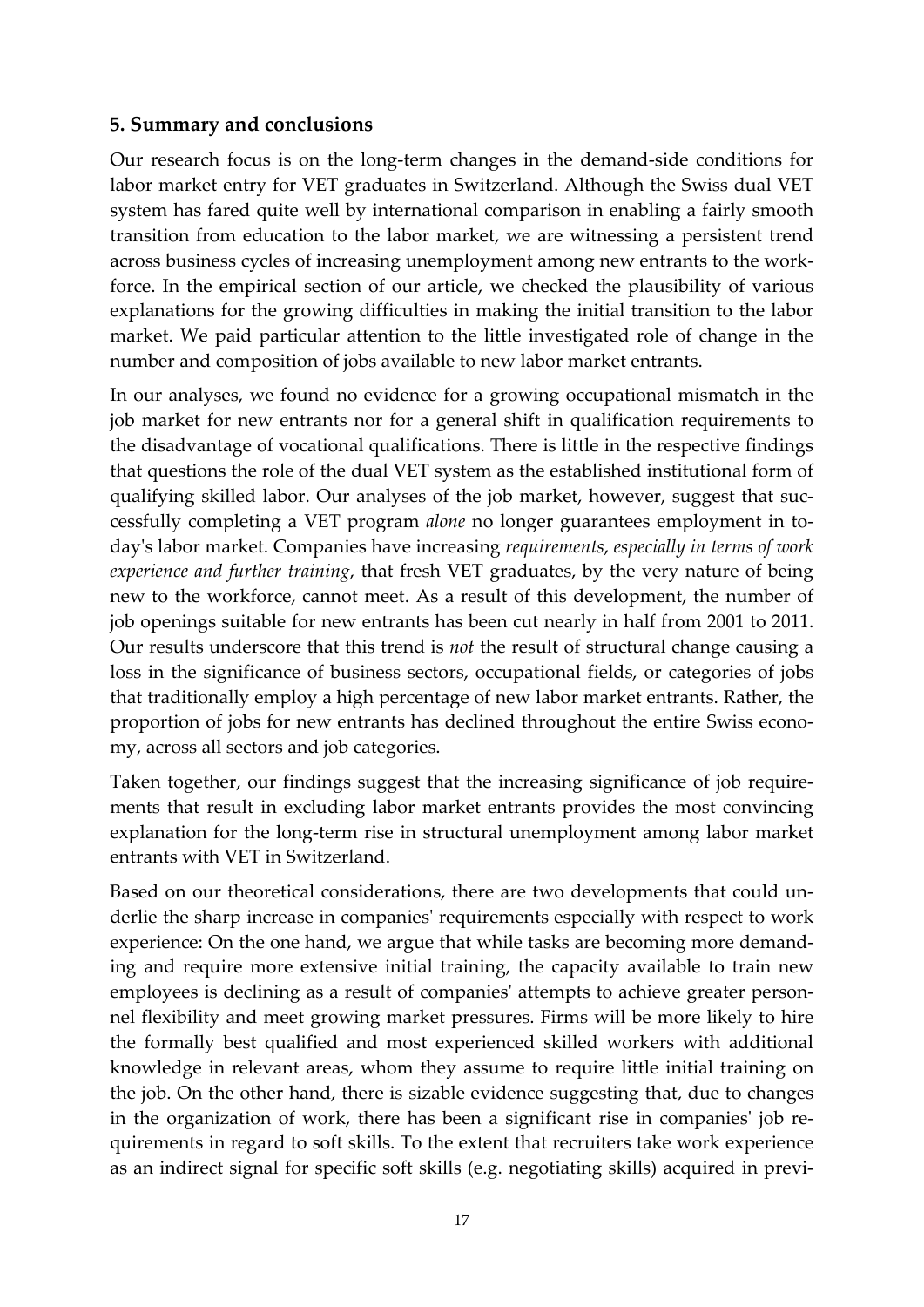## 5. Summary and conclusions

Our research focus is on the long-term changes in the demand-side conditions for labor market entry for VET graduates in Switzerland. Although the Swiss dual VET system has fared quite well by international comparison in enabling a fairly smooth transition from education to the labor market, we are witnessing a persistent trend across business cycles of increasing unemployment among new entrants to the workforce. In the empirical section of our article, we checked the plausibility of various explanations for the growing difficulties in making the initial transition to the labor market. We paid particular attention to the little investigated role of change in the number and composition of jobs available to new labor market entrants.

In our analyses, we found no evidence for a growing occupational mismatch in the job market for new entrants nor for a general shift in qualification requirements to the disadvantage of vocational qualifications. There is little in the respective findings that questions the role of the dual VET system as the established institutional form of qualifying skilled labor. Our analyses of the job market, however, suggest that successfully completing a VET program *alone* no longer guarantees employment in today's labor market. Companies have increasing *requirements, especially in terms of work experience and further training*, that fresh VET graduates, by the very nature of being new to the workforce, cannot meet. As a result of this development, the number of job openings suitable for new entrants has been cut nearly in half from 2001 to 2011. Our results underscore that this trend is *not* the result of structural change causing a loss in the significance of business sectors, occupational fields, or categories of jobs that traditionally employ a high percentage of new labor market entrants. Rather, the proportion of jobs for new entrants has declined throughout the entire Swiss economy, across all sectors and job categories.

Taken together, our findings suggest that the increasing significance of job requirements that result in excluding labor market entrants provides the most convincing explanation for the long-term rise in structural unemployment among labor market entrants with VET in Switzerland.

Based on our theoretical considerations, there are two developments that could underlie the sharp increase in companies' requirements especially with respect to work experience: On the one hand, we argue that while tasks are becoming more demanding and require more extensive initial training, the capacity available to train new employees is declining as a result of companies' attempts to achieve greater personnel flexibility and meet growing market pressures. Firms will be more likely to hire the formally best qualified and most experienced skilled workers with additional knowledge in relevant areas, whom they assume to require little initial training on the job. On the other hand, there is sizable evidence suggesting that, due to changes in the organization of work, there has been a significant rise in companies' job requirements in regard to soft skills. To the extent that recruiters take work experience as an indirect signal for specific soft skills (e.g. negotiating skills) acquired in previ-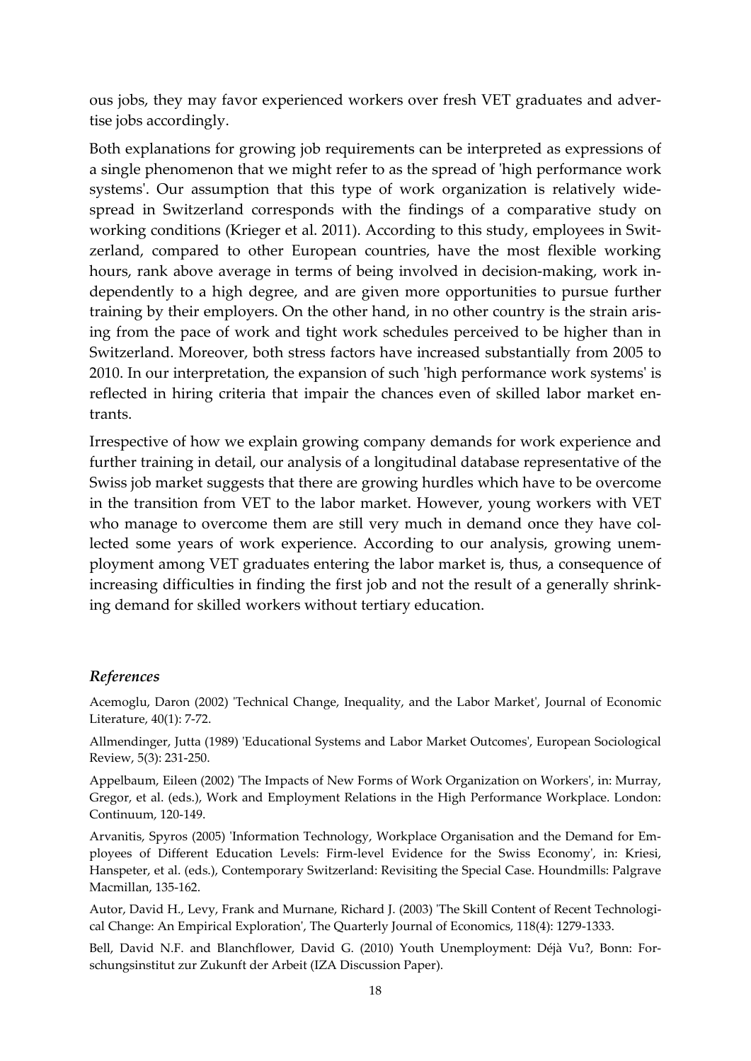ous jobs, they may favor experienced workers over fresh VET graduates and advertise jobs accordingly.

Both explanations for growing job requirements can be interpreted as expressions of a single phenomenon that we might refer to as the spread of 'high performance work systems'. Our assumption that this type of work organization is relatively widespread in Switzerland corresponds with the findings of a comparative study on working conditions (Krieger et al. 2011). According to this study, employees in Switzerland, compared to other European countries, have the most flexible working hours, rank above average in terms of being involved in decision-making, work independently to a high degree, and are given more opportunities to pursue further training by their employers. On the other hand, in no other country is the strain arising from the pace of work and tight work schedules perceived to be higher than in Switzerland. Moreover, both stress factors have increased substantially from 2005 to 2010. In our interpretation, the expansion of such 'high performance work systems' is reflected in hiring criteria that impair the chances even of skilled labor market entrants.

Irrespective of how we explain growing company demands for work experience and further training in detail, our analysis of a longitudinal database representative of the Swiss job market suggests that there are growing hurdles which have to be overcome in the transition from VET to the labor market. However, young workers with VET who manage to overcome them are still very much in demand once they have collected some years of work experience. According to our analysis, growing unemployment among VET graduates entering the labor market is, thus, a consequence of increasing difficulties in finding the first job and not the result of a generally shrinking demand for skilled workers without tertiary education.

### *References*

Acemoglu, Daron (2002) 'Technical Change, Inequality, and the Labor Market', Journal of Economic Literature, 40(1): 7-72.

Allmendinger, Jutta (1989) 'Educational Systems and Labor Market Outcomes', European Sociological Review, 5(3): 231-250.

Appelbaum, Eileen (2002) 'The Impacts of New Forms of Work Organization on Workers', in: Murray, Gregor, et al. (eds.), Work and Employment Relations in the High Performance Workplace. London: Continuum, 120-149.

Arvanitis, Spyros (2005) 'Information Technology, Workplace Organisation and the Demand for Employees of Different Education Levels: Firm-level Evidence for the Swiss Economy', in: Kriesi, Hanspeter, et al. (eds.), Contemporary Switzerland: Revisiting the Special Case. Houndmills: Palgrave Macmillan, 135-162.

Autor, David H., Levy, Frank and Murnane, Richard J. (2003) 'The Skill Content of Recent Technological Change: An Empirical Exploration', The Quarterly Journal of Economics, 118(4): 1279-1333.

Bell, David N.F. and Blanchflower, David G. (2010) Youth Unemployment: Déjà Vu?, Bonn: Forschungsinstitut zur Zukunft der Arbeit (IZA Discussion Paper).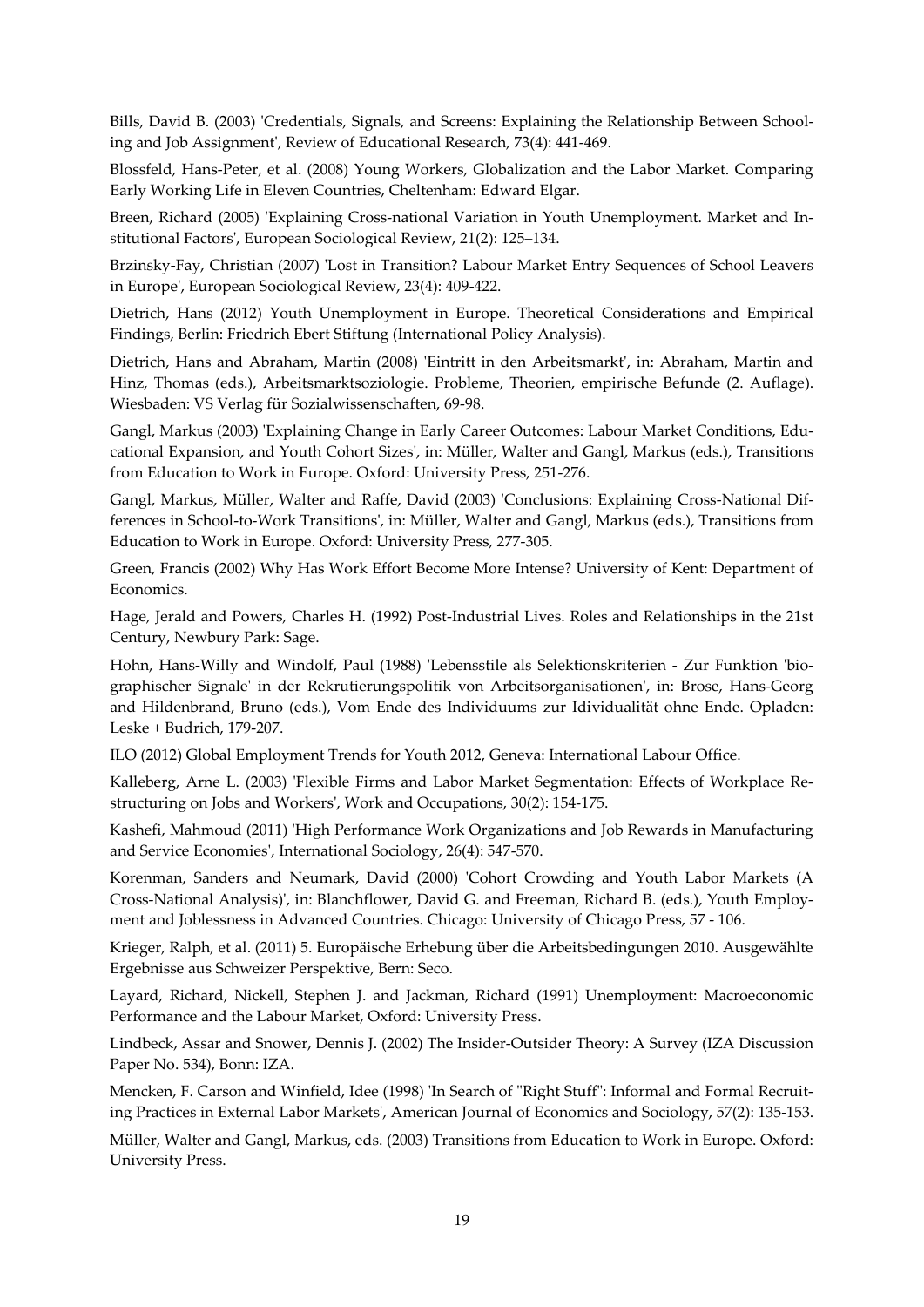Bills, David B. (2003) 'Credentials, Signals, and Screens: Explaining the Relationship Between Schooling and Job Assignment', Review of Educational Research, 73(4): 441-469.

Blossfeld, Hans-Peter, et al. (2008) Young Workers, Globalization and the Labor Market. Comparing Early Working Life in Eleven Countries, Cheltenham: Edward Elgar.

Breen, Richard (2005) 'Explaining Cross-national Variation in Youth Unemployment. Market and Institutional Factors', European Sociological Review, 21(2): 125–134.

Brzinsky-Fay, Christian (2007) 'Lost in Transition? Labour Market Entry Sequences of School Leavers in Europe', European Sociological Review, 23(4): 409-422.

Dietrich, Hans (2012) Youth Unemployment in Europe. Theoretical Considerations and Empirical Findings, Berlin: Friedrich Ebert Stiftung (International Policy Analysis).

Dietrich, Hans and Abraham, Martin (2008) 'Eintritt in den Arbeitsmarkt', in: Abraham, Martin and Hinz, Thomas (eds.), Arbeitsmarktsoziologie. Probleme, Theorien, empirische Befunde (2. Auflage). Wiesbaden: VS Verlag für Sozialwissenschaften, 69-98.

Gangl, Markus (2003) 'Explaining Change in Early Career Outcomes: Labour Market Conditions, Educational Expansion, and Youth Cohort Sizes', in: Müller, Walter and Gangl, Markus (eds.), Transitions from Education to Work in Europe. Oxford: University Press, 251-276.

Gangl, Markus, Müller, Walter and Raffe, David (2003) 'Conclusions: Explaining Cross-National Differences in School-to-Work Transitions', in: Müller, Walter and Gangl, Markus (eds.), Transitions from Education to Work in Europe. Oxford: University Press, 277-305.

Green, Francis (2002) Why Has Work Effort Become More Intense? University of Kent: Department of Economics.

Hage, Jerald and Powers, Charles H. (1992) Post-Industrial Lives. Roles and Relationships in the 21st Century, Newbury Park: Sage.

Hohn, Hans-Willy and Windolf, Paul (1988) 'Lebensstile als Selektionskriterien - Zur Funktion 'biographischer Signale' in der Rekrutierungspolitik von Arbeitsorganisationen', in: Brose, Hans-Georg and Hildenbrand, Bruno (eds.), Vom Ende des Individuums zur Idividualität ohne Ende. Opladen: Leske + Budrich, 179-207.

ILO (2012) Global Employment Trends for Youth 2012, Geneva: International Labour Office.

Kalleberg, Arne L. (2003) 'Flexible Firms and Labor Market Segmentation: Effects of Workplace Restructuring on Jobs and Workers', Work and Occupations, 30(2): 154-175.

Kashefi, Mahmoud (2011) 'High Performance Work Organizations and Job Rewards in Manufacturing and Service Economies', International Sociology, 26(4): 547-570.

Korenman, Sanders and Neumark, David (2000) 'Cohort Crowding and Youth Labor Markets (A Cross-National Analysis)', in: Blanchflower, David G. and Freeman, Richard B. (eds.), Youth Employment and Joblessness in Advanced Countries. Chicago: University of Chicago Press, 57 - 106.

Krieger, Ralph, et al. (2011) 5. Europäische Erhebung über die Arbeitsbedingungen 2010. Ausgewählte Ergebnisse aus Schweizer Perspektive, Bern: Seco.

Layard, Richard, Nickell, Stephen J. and Jackman, Richard (1991) Unemployment: Macroeconomic Performance and the Labour Market, Oxford: University Press.

Lindbeck, Assar and Snower, Dennis J. (2002) The Insider-Outsider Theory: A Survey (IZA Discussion Paper No. 534), Bonn: IZA.

Mencken, F. Carson and Winfield, Idee (1998) 'In Search of "Right Stuff": Informal and Formal Recruiting Practices in External Labor Markets', American Journal of Economics and Sociology, 57(2): 135-153.

Müller, Walter and Gangl, Markus, eds. (2003) Transitions from Education to Work in Europe. Oxford: University Press.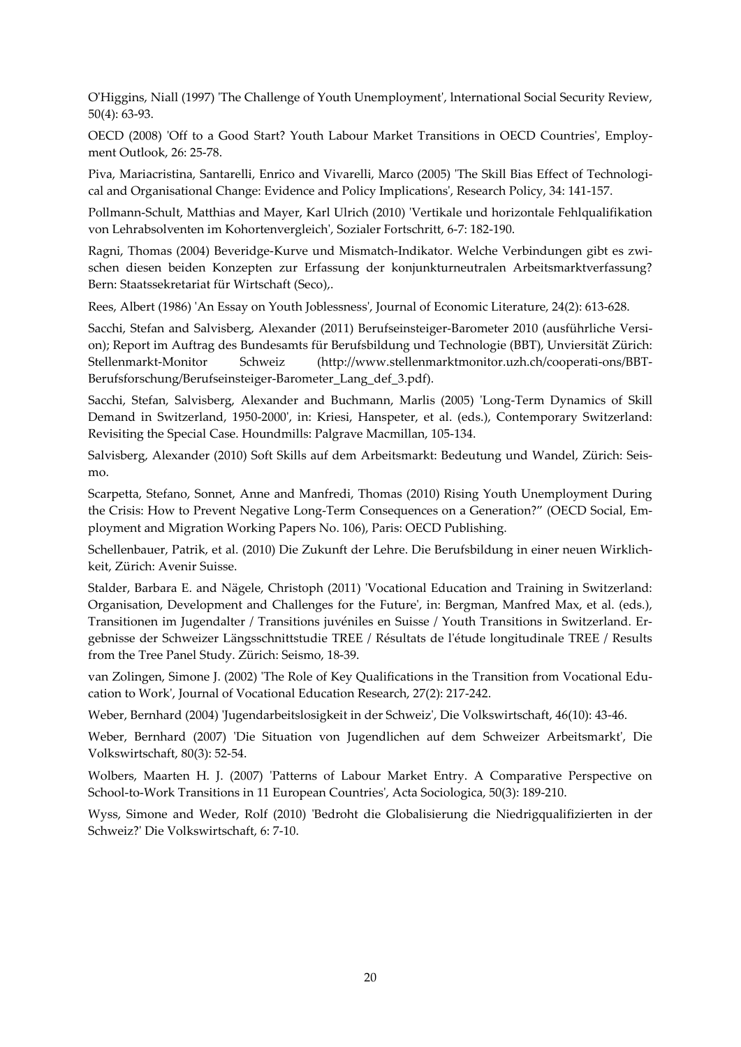O'Higgins, Niall (1997) 'The Challenge of Youth Unemployment', lnternational Social Security Review, 50(4): 63-93.

OECD (2008) 'Off to a Good Start? Youth Labour Market Transitions in OECD Countries', Employment Outlook, 26: 25-78.

Piva, Mariacristina, Santarelli, Enrico and Vivarelli, Marco (2005) 'The Skill Bias Effect of Technological and Organisational Change: Evidence and Policy Implications', Research Policy, 34: 141-157.

Pollmann-Schult, Matthias and Mayer, Karl Ulrich (2010) 'Vertikale und horizontale Fehlqualifikation von Lehrabsolventen im Kohortenvergleich', Sozialer Fortschritt, 6-7: 182-190.

Ragni, Thomas (2004) Beveridge-Kurve und Mismatch-Indikator. Welche Verbindungen gibt es zwischen diesen beiden Konzepten zur Erfassung der konjunkturneutralen Arbeitsmarktverfassung? Bern: Staatssekretariat für Wirtschaft (Seco),.

Rees, Albert (1986) 'An Essay on Youth Joblessness', Journal of Economic Literature, 24(2): 613-628.

Sacchi, Stefan and Salvisberg, Alexander (2011) Berufseinsteiger-Barometer 2010 (ausführliche Version); Report im Auftrag des Bundesamts für Berufsbildung und Technologie (BBT), Unviersität Zürich: Stellenmarkt-Monitor Schweiz (http://www.stellenmarktmonitor.uzh.ch/cooperati-ons/BBT-Berufsforschung/Berufseinsteiger-Barometer_Lang_def_3.pdf).

Sacchi, Stefan, Salvisberg, Alexander and Buchmann, Marlis (2005) 'Long-Term Dynamics of Skill Demand in Switzerland, 1950-2000', in: Kriesi, Hanspeter, et al. (eds.), Contemporary Switzerland: Revisiting the Special Case. Houndmills: Palgrave Macmillan, 105-134.

Salvisberg, Alexander (2010) Soft Skills auf dem Arbeitsmarkt: Bedeutung und Wandel, Zürich: Seismo.

Scarpetta, Stefano, Sonnet, Anne and Manfredi, Thomas (2010) Rising Youth Unemployment During the Crisis: How to Prevent Negative Long-Term Consequences on a Generation?" (OECD Social, Employment and Migration Working Papers No. 106), Paris: OECD Publishing.

Schellenbauer, Patrik, et al. (2010) Die Zukunft der Lehre. Die Berufsbildung in einer neuen Wirklichkeit, Zürich: Avenir Suisse.

Stalder, Barbara E. and Nägele, Christoph (2011) 'Vocational Education and Training in Switzerland: Organisation, Development and Challenges for the Future', in: Bergman, Manfred Max, et al. (eds.), Transitionen im Jugendalter / Transitions juvéniles en Suisse / Youth Transitions in Switzerland. Ergebnisse der Schweizer Längsschnittstudie TREE / Résultats de l'étude longitudinale TREE / Results from the Tree Panel Study. Zürich: Seismo, 18-39.

van Zolingen, Simone J. (2002) 'The Role of Key Qualifications in the Transition from Vocational Education to Work', Journal of Vocational Education Research, 27(2): 217-242.

Weber, Bernhard (2004) 'Jugendarbeitslosigkeit in der Schweiz', Die Volkswirtschaft, 46(10): 43-46.

Weber, Bernhard (2007) 'Die Situation von Jugendlichen auf dem Schweizer Arbeitsmarkt', Die Volkswirtschaft, 80(3): 52-54.

Wolbers, Maarten H. J. (2007) 'Patterns of Labour Market Entry. A Comparative Perspective on School-to-Work Transitions in 11 European Countries', Acta Sociologica, 50(3): 189-210.

Wyss, Simone and Weder, Rolf (2010) 'Bedroht die Globalisierung die Niedrigqualifizierten in der Schweiz?' Die Volkswirtschaft, 6: 7-10.